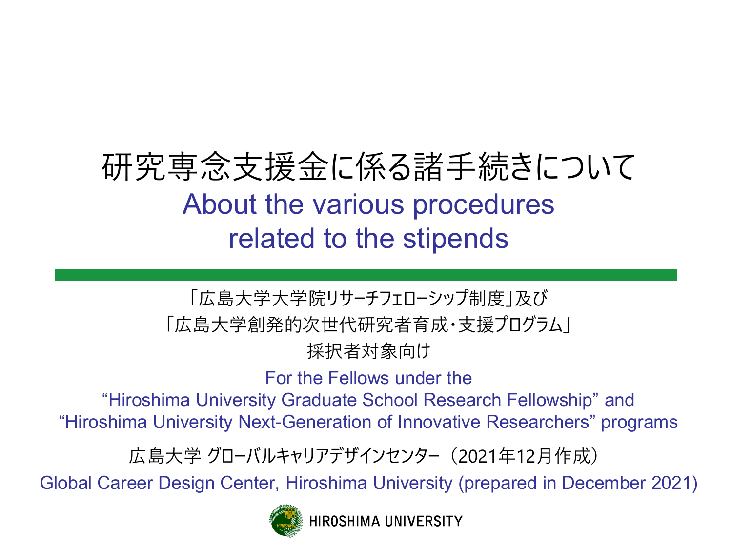# 研究専念支援金に係る諸手続きについて

# About the various procedures related to the stipends

「広島大学大学院リサーチフェローシップ制度」及び
「広島大学創発的次世代研究者育成・支援プログラム」
採択者対象向け

For the Fellows under the
“Hiroshima University Graduate School Research Fellowship” and
“Hiroshima University Next-Generation of Innovative Researchers” programs

広島大学 グローバルキャリアデザインセンター（2021年12月作成）

Global Career Design Center, Hiroshima University (prepared in December 2021)

HIROSHIMA UNIVERSITY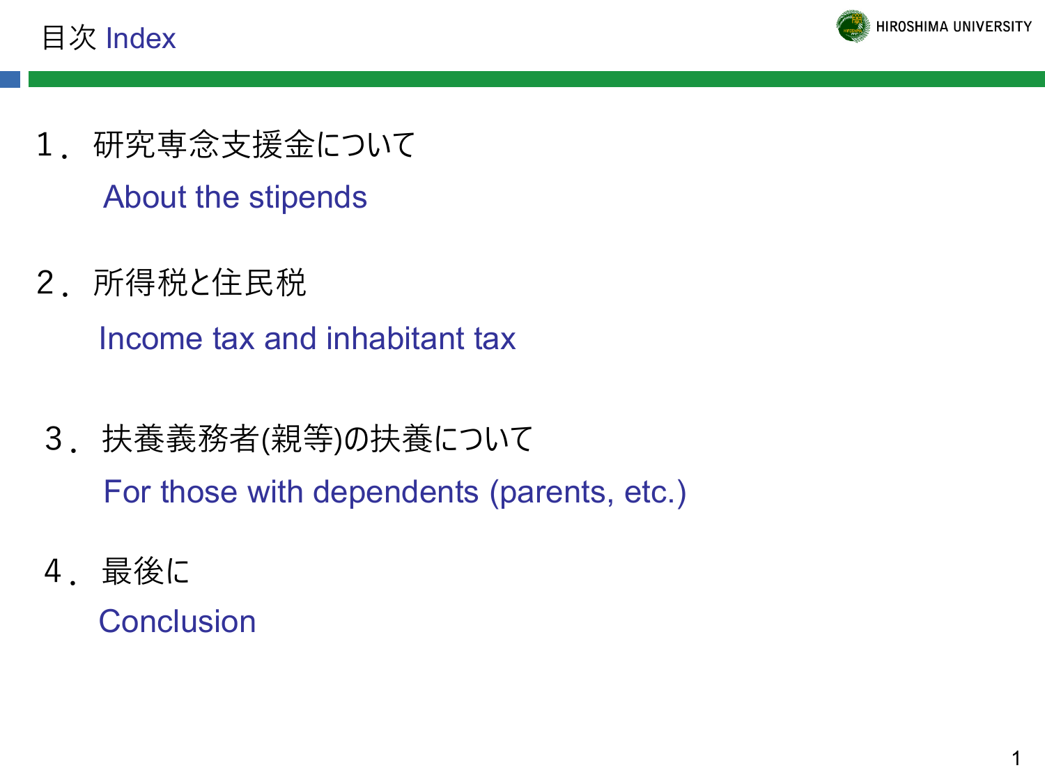# 目次 Index

1．研究専念支援金について

About the stipends

2．所得税と住民税

Income tax and inhabitant tax

3．扶養義務者(親等)の扶養について

For those with dependents (parents, etc.)

4．最後に

Conclusion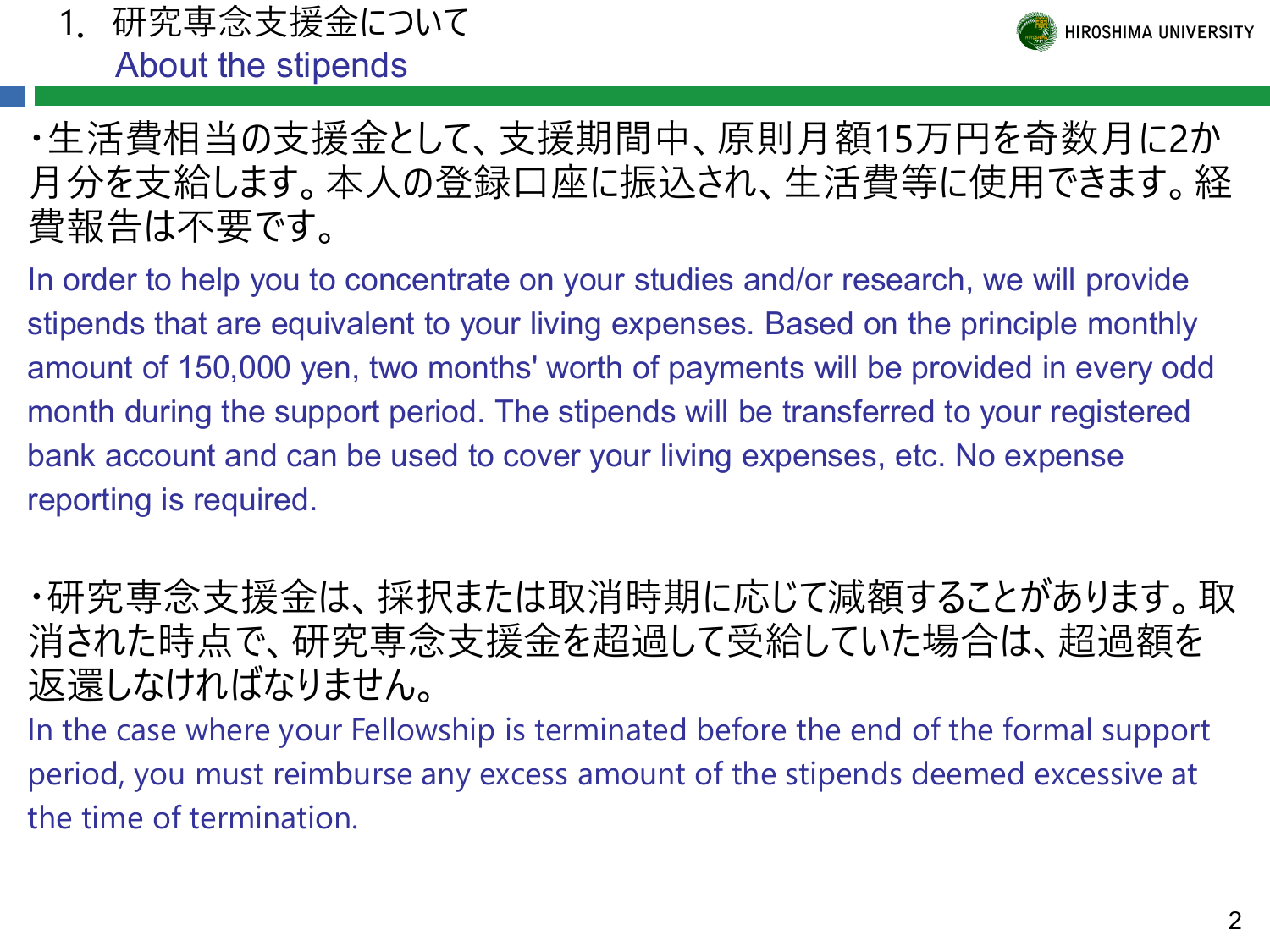# 1. 研究専念支援金について
## About the stipends

・生活費相当の支援金として、支援期間中、原則月額15万円を奇数月に2か月分を支給します。本人の登録口座に振込され、生活費等に使用できます。経費報告は不要です。

In order to help you to concentrate on your studies and/or research, we will provide stipends that are equivalent to your living expenses. Based on the principle monthly amount of 150,000 yen, two months' worth of payments will be provided in every odd month during the support period. The stipends will be transferred to your registered bank account and can be used to cover your living expenses, etc. No expense reporting is required.

・研究専念支援金は、採択または取消時期に応じて減額することがあります。取消された時点で、研究専念支援金を超過して受給していた場合は、超過額を返還しなければなりません。

In the case where your Fellowship is terminated before the end of the formal support period, you must reimburse any excess amount of the stipends deemed excessive at the time of termination.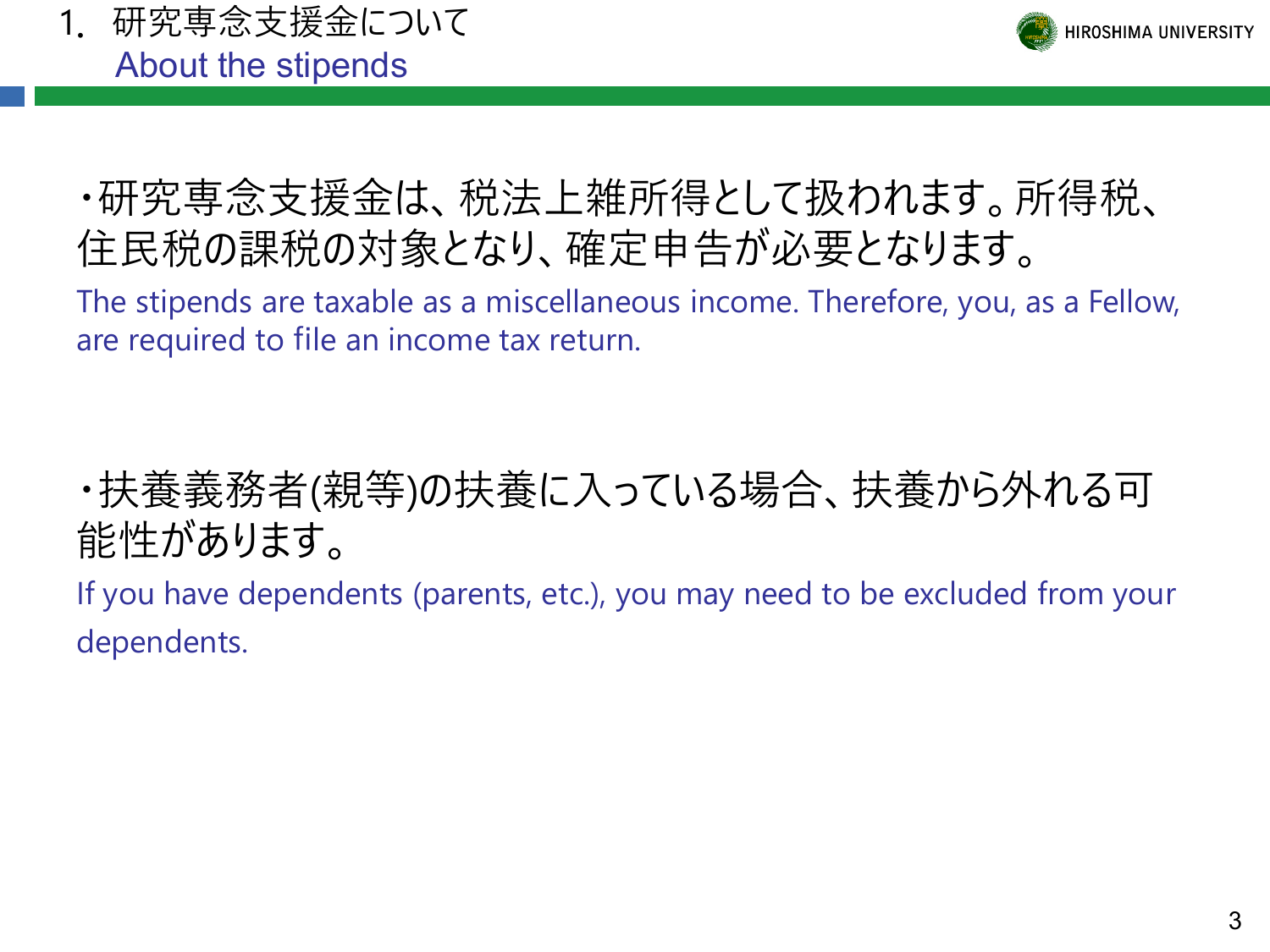# 1. 研究専念支援金について
## About the stipends

・研究専念支援金は、税法上雑所得として扱われます。所得税、住民税の課税の対象となり、確定申告が必要となります。

The stipends are taxable as a miscellaneous income. Therefore, you, as a Fellow, are required to file an income tax return.

・扶養義務者(親等)の扶養に入っている場合、扶養から外れる可能性があります。

If you have dependents (parents, etc.), you may need to be excluded from your dependents.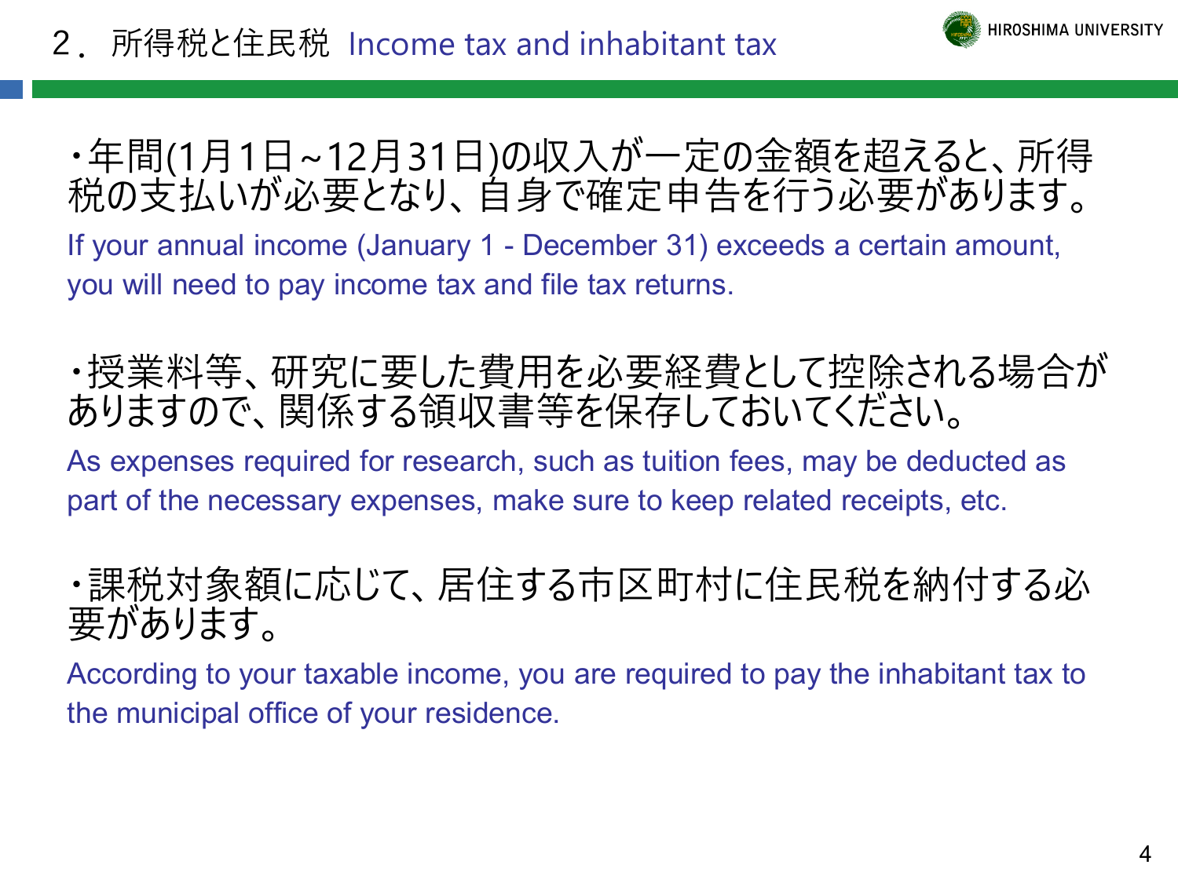# 2．所得税と住民税 Income tax and inhabitant tax

・年間(1月1日~12月31日)の収入が一定の金額を超えると、所得税の支払いが必要となり、自身で確定申告を行う必要があります。

If your annual income (January 1 - December 31) exceeds a certain amount, you will need to pay income tax and file tax returns.

・授業料等、研究に要した費用を必要経費として控除される場合がありますので、関係する領収書等を保存しておいてください。

As expenses required for research, such as tuition fees, may be deducted as part of the necessary expenses, make sure to keep related receipts, etc.

・課税対象額に応じて、居住する市区町村に住民税を納付する必要があります。

According to your taxable income, you are required to pay the inhabitant tax to the municipal office of your residence.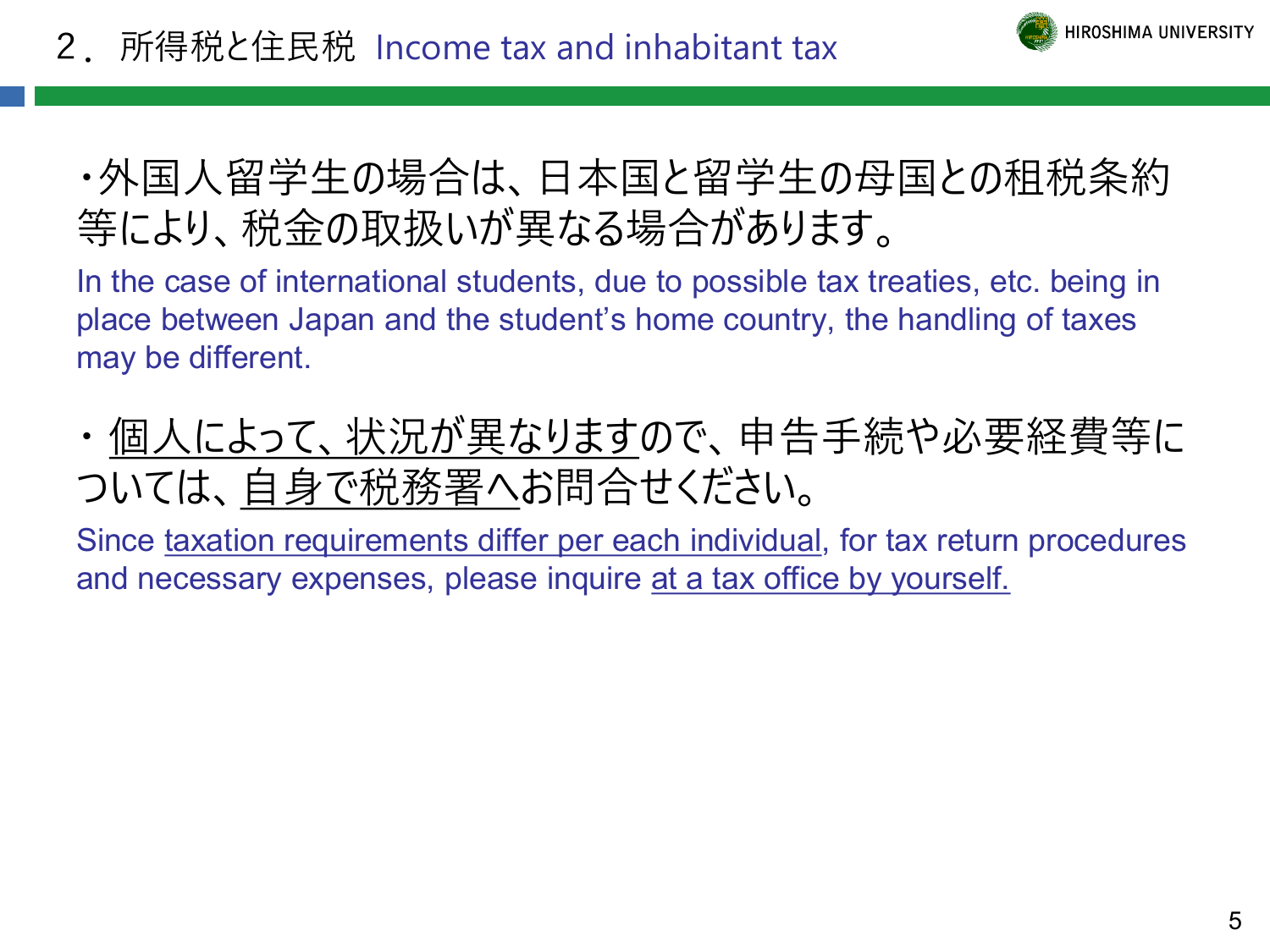## 2．所得税と住民税 Income tax and inhabitant tax

・外国人留学生の場合は、日本国と留学生の母国との租税条約等により、税金の取扱いが異なる場合があります。

In the case of international students, due to possible tax treaties, etc. being in place between Japan and the student's home country, the handling of taxes may be different.

・<u>個人によって、状況が異なります</u>ので、申告手続や必要経費等については、<u>自身で税務署へ</u>お問合せください。

Since <u>taxation requirements differ per each individual</u>, for tax return procedures and necessary expenses, please inquire <u>at a tax office by yourself.</u>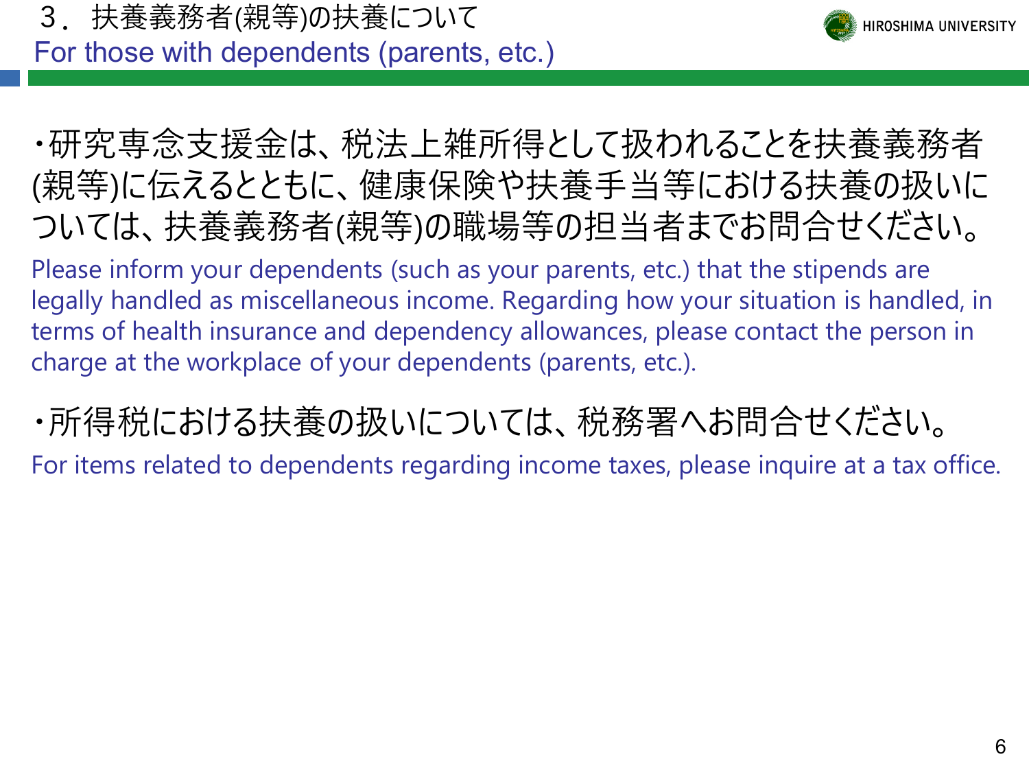## ３．扶養義務者(親等)の扶養について
## For those with dependents (parents, etc.)

・研究専念支援金は、税法上雑所得として扱われることを扶養義務者(親等)に伝えるとともに、健康保険や扶養手当等における扶養の扱いについては、扶養義務者(親等)の職場等の担当者までお問合せください。

Please inform your dependents (such as your parents, etc.) that the stipends are legally handled as miscellaneous income. Regarding how your situation is handled, in terms of health insurance and dependency allowances, please contact the person in charge at the workplace of your dependents (parents, etc.).

・所得税における扶養の扱いについては、税務署へお問合せください。

For items related to dependents regarding income taxes, please inquire at a tax office.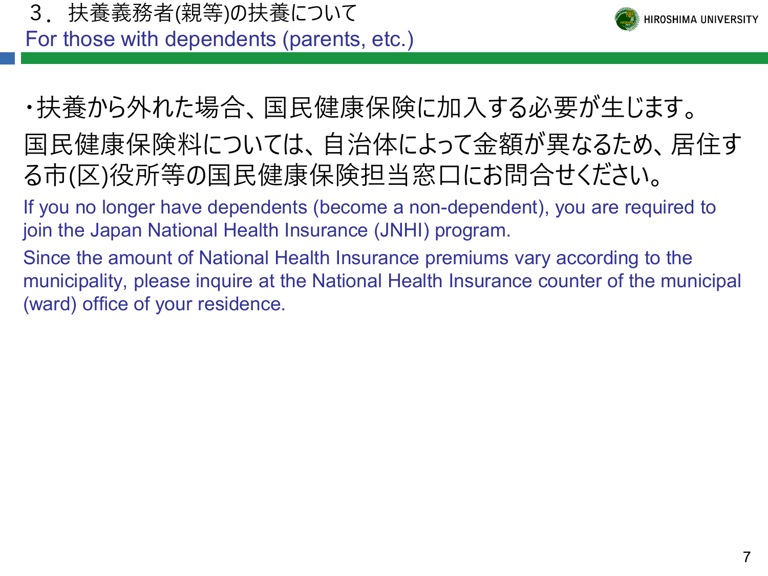## ３．扶養義務者(親等)の扶養について
## For those with dependents (parents, etc.)

・扶養から外れた場合、国民健康保険に加入する必要が生じます。
国民健康保険料については、自治体によって金額が異なるため、居住する市(区)役所等の国民健康保険担当窓口にお問合せください。

If you no longer have dependents (become a non-dependent), you are required to join the Japan National Health Insurance (JNHI) program.

Since the amount of National Health Insurance premiums vary according to the municipality, please inquire at the National Health Insurance counter of the municipal (ward) office of your residence.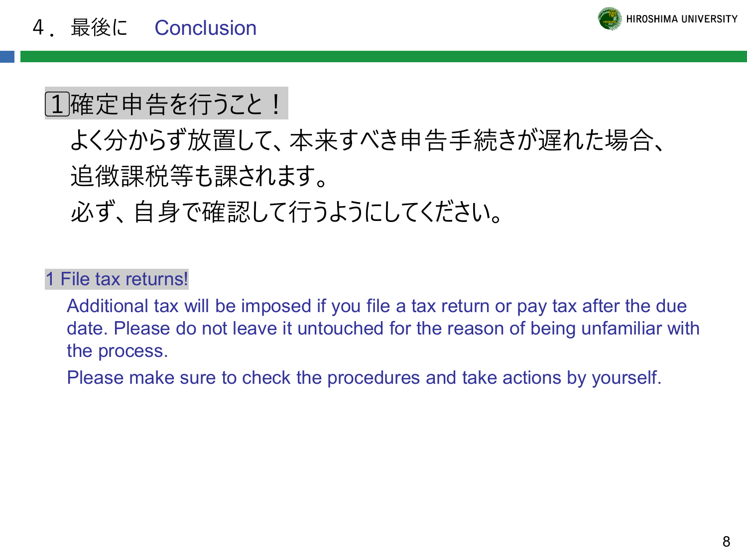# 4．最後に　Conclusion

## 1確定申告を行うこと！

よく分からず放置して、本来すべき申告手続きが遅れた場合、追徴課税等も課されます。
必ず、自身で確認して行うようにしてください。

## 1 File tax returns!

Additional tax will be imposed if you file a tax return or pay tax after the due date. Please do not leave it untouched for the reason of being unfamiliar with the process.

Please make sure to check the procedures and take actions by yourself.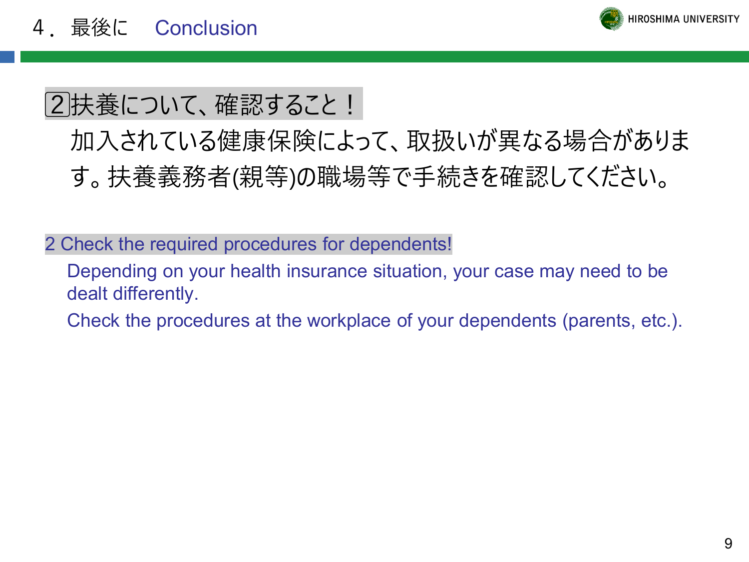# 4．最後に　Conclusion

## 2扶養について、確認すること！

加入されている健康保険によって、取扱いが異なる場合があります。扶養義務者(親等)の職場等で手続きを確認してください。

## 2 Check the required procedures for dependents!

Depending on your health insurance situation, your case may need to be dealt differently.

Check the procedures at the workplace of your dependents (parents, etc.).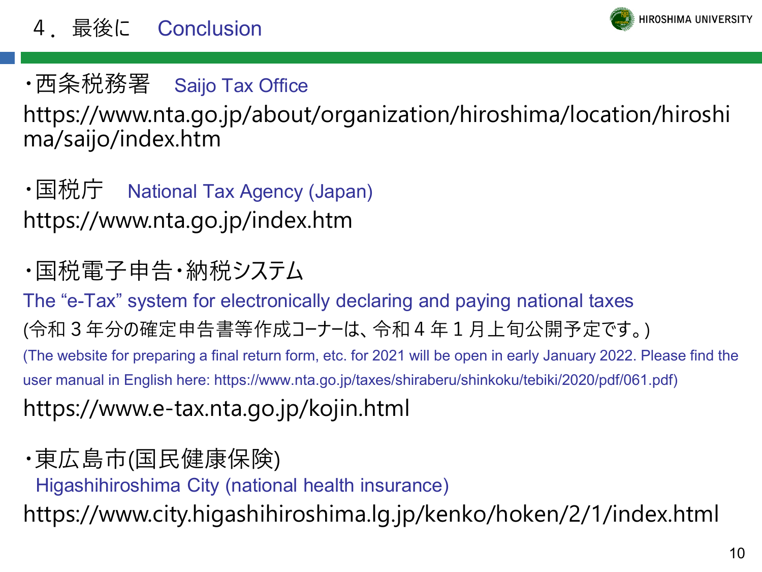# 4．最後に　Conclusion

・西条税務署　Saijo Tax Office

https://www.nta.go.jp/about/organization/hiroshima/location/hiroshima/saijo/index.htm

・国税庁　National Tax Agency (Japan)

https://www.nta.go.jp/index.htm

・国税電子申告・納税システム

The “e-Tax” system for electronically declaring and paying national taxes

(令和３年分の確定申告書等作成コーナーは、令和４年１月上旬公開予定です。)

(The website for preparing a final return form, etc. for 2021 will be open in early January 2022. Please find the user manual in English here: https://www.nta.go.jp/taxes/shiraberu/shinkoku/tebiki/2020/pdf/061.pdf)

https://www.e-tax.nta.go.jp/kojin.html

・東広島市(国民健康保険)

Higashihiroshima City (national health insurance)

https://www.city.higashihiroshima.lg.jp/kenko/hoken/2/1/index.html